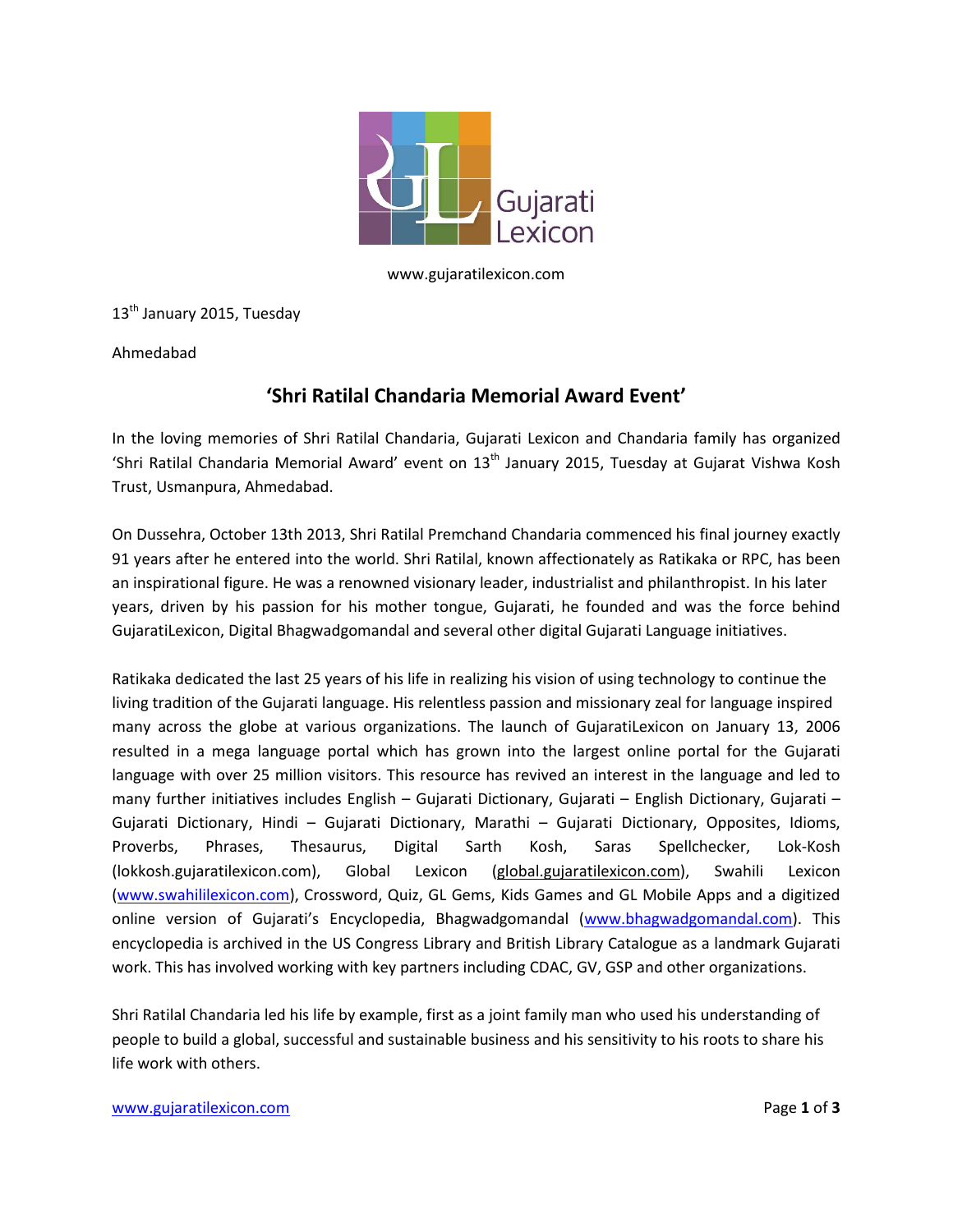Gujarati Lexicon

www.gujaratilexicon.com

13th January 2015, Tuesday

Ahmedabad

## 'Shri Ratilal Chandaria Memorial Award Event'

In the loving memories of Shri Ratilal Chandaria, Gujarati Lexicon and Chandaria family has organized 'Shri Ratilal Chandaria Memorial Award' event on 13th January 2015, Tuesday at Gujarat Vishwa Kosh Trust, Usmanpura, Ahmedabad.

On Dussehra, October 13th 2013, Shri Ratilal Premchand Chandaria commenced his final journey exactly 91 years after he entered into the world. Shri Ratilal, known affectionately as Ratikaka or RPC, has been an inspirational figure. He was a renowned visionary leader, industrialist and philanthropist. In his later years, driven by his passion for his mother tongue, Gujarati, he founded and was the force behind GujaratiLexicon, Digital Bhagwadgomandal and several other digital Gujarati Language initiatives.

Ratikaka dedicated the last 25 years of his life in realizing his vision of using technology to continue the living tradition of the Gujarati language. His relentless passion and missionary zeal for language inspired many across the globe at various organizations. The launch of GujaratiLexicon on January 13, 2006 resulted in a mega language portal which has grown into the largest online portal for the Gujarati language with over 25 million visitors. This resource has revived an interest in the language and led to many further initiatives includes English – Gujarati Dictionary, Gujarati – English Dictionary, Gujarati – Gujarati Dictionary, Hindi – Gujarati Dictionary, Marathi – Gujarati Dictionary, Opposites, Idioms, Proverbs, Phrases, Thesaurus, Digital Sarth Kosh, Saras Spellchecker, Lok-Kosh (lokkosh.gujaratilexicon.com), Global Lexicon (global.gujaratilexicon.com), Swahili Lexicon (www.swahililexicon.com), Crossword, Quiz, GL Gems, Kids Games and GL Mobile Apps and a digitized online version of Gujarati's Encyclopedia, Bhagwadgomandal (www.bhagwadgomandal.com). This encyclopedia is archived in the US Congress Library and British Library Catalogue as a landmark Gujarati work. This has involved working with key partners including CDAC, GV, GSP and other organizations.

Shri Ratilal Chandaria led his life by example, first as a joint family man who used his understanding of people to build a global, successful and sustainable business and his sensitivity to his roots to share his life work with others.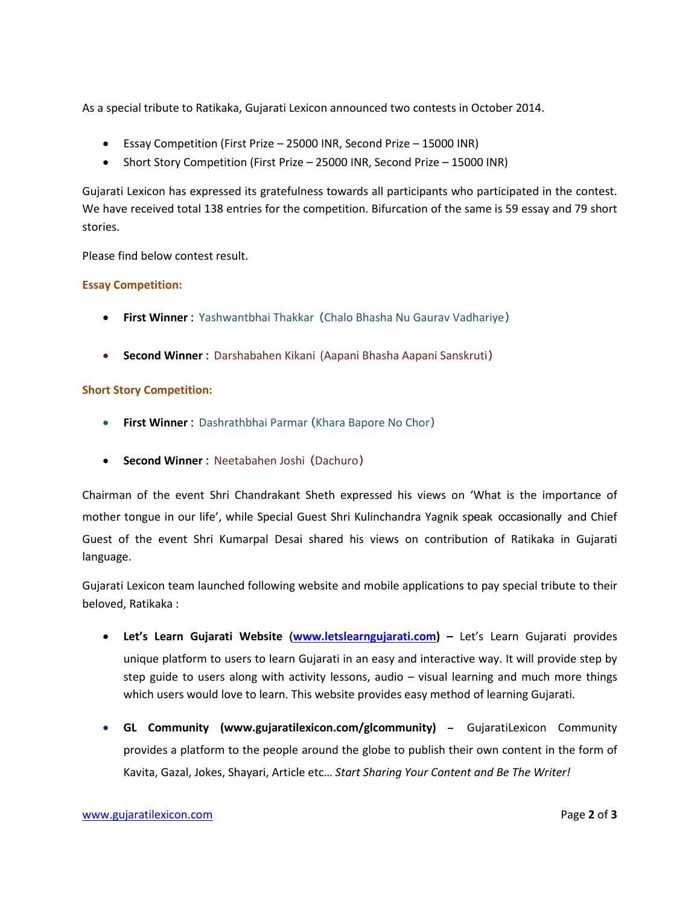As a special tribute to Ratikaka, Gujarati Lexicon announced two contests in October 2014.

- Essay Competition (First Prize – 25000 INR, Second Prize – 15000 INR)
- Short Story Competition (First Prize – 25000 INR, Second Prize – 15000 INR)

Gujarati Lexicon has expressed its gratefulness towards all participants who participated in the contest. We have received total 138 entries for the competition. Bifurcation of the same is 59 essay and 79 short stories.

Please find below contest result.

**Essay Competition:**

- **First Winner :** Yashwantbhai Thakkar (Chalo Bhasha Nu Gaurav Vadhariye)
- **Second Winner :** Darshabahen Kikani (Aapani Bhasha Aapani Sanskruti)

**Short Story Competition:**

- **First Winner :** Dashrathbhai Parmar (Khara Bapore No Chor)
- **Second Winner :** Neetabahen Joshi (Dachuro)

Chairman of the event Shri Chandrakant Sheth expressed his views on 'What is the importance of mother tongue in our life', while Special Guest Shri Kulinchandra Yagnik speak occasionally and Chief Guest of the event Shri Kumarpal Desai shared his views on contribution of Ratikaka in Gujarati language.

Gujarati Lexicon team launched following website and mobile applications to pay special tribute to their beloved, Ratikaka :

- **Let's Learn Gujarati Website ([www.letslearngujarati.com](www.letslearngujarati.com)) –** Let's Learn Gujarati provides unique platform to users to learn Gujarati in an easy and interactive way. It will provide step by step guide to users along with activity lessons, audio – visual learning and much more things which users would love to learn. This website provides easy method of learning Gujarati.
- **GL Community (www.gujaratilexicon.com/glcommunity)** – GujaratiLexicon Community provides a platform to the people around the globe to publish their own content in the form of Kavita, Gazal, Jokes, Shayari, Article etc… *Start Sharing Your Content and Be The Writer!*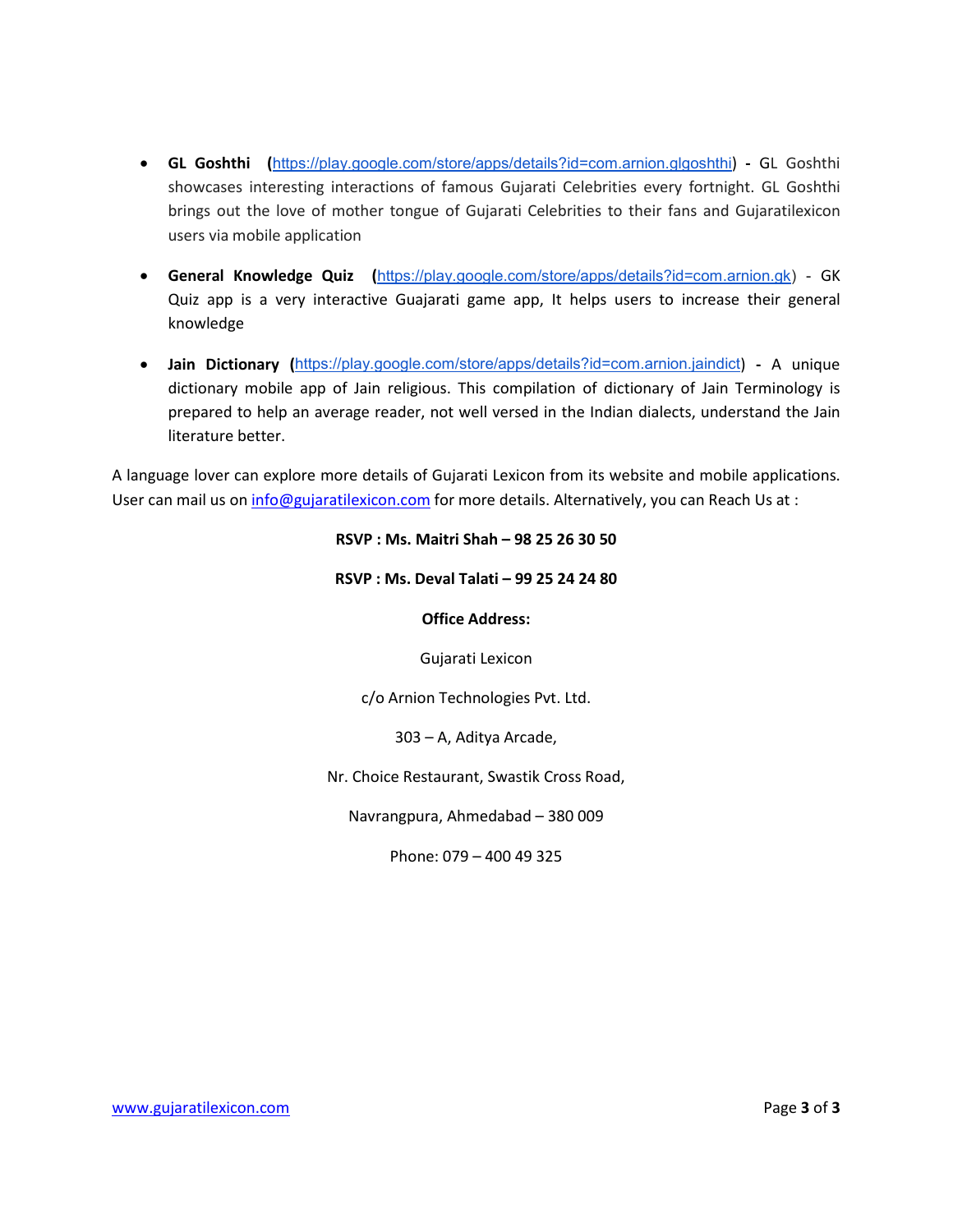- **GL Goshthi (**[https://play.google.com/store/apps/details?id=com.arnion.glgoshthi](https://play.google.com/store/apps/details?id=com.arnion.glgoshthi)**) -** GL Goshthi showcases interesting interactions of famous Gujarati Celebrities every fortnight. GL Goshthi brings out the love of mother tongue of Gujarati Celebrities to their fans and Gujaratilexicon users via mobile application

- **General Knowledge Quiz (**[https://play.google.com/store/apps/details?id=com.arnion.gk](https://play.google.com/store/apps/details?id=com.arnion.gk)) - GK Quiz app is a very interactive Guajarati game app, It helps users to increase their general knowledge

- **Jain Dictionary (**[https://play.google.com/store/apps/details?id=com.arnion.jaindict](https://play.google.com/store/apps/details?id=com.arnion.jaindict)) **-** A unique dictionary mobile app of Jain religious. This compilation of dictionary of Jain Terminology is prepared to help an average reader, not well versed in the Indian dialects, understand the Jain literature better.

A language lover can explore more details of Gujarati Lexicon from its website and mobile applications. User can mail us on [info@gujaratilexicon.com](mailto:info@gujaratilexicon.com) for more details. Alternatively, you can Reach Us at :

**RSVP : Ms. Maitri Shah – 98 25 26 30 50**

**RSVP : Ms. Deval Talati – 99 25 24 24 80**

**Office Address:**

Gujarati Lexicon

c/o Arnion Technologies Pvt. Ltd.

303 – A, Aditya Arcade,

Nr. Choice Restaurant, Swastik Cross Road,

Navrangpura, Ahmedabad – 380 009

Phone: 079 – 400 49 325